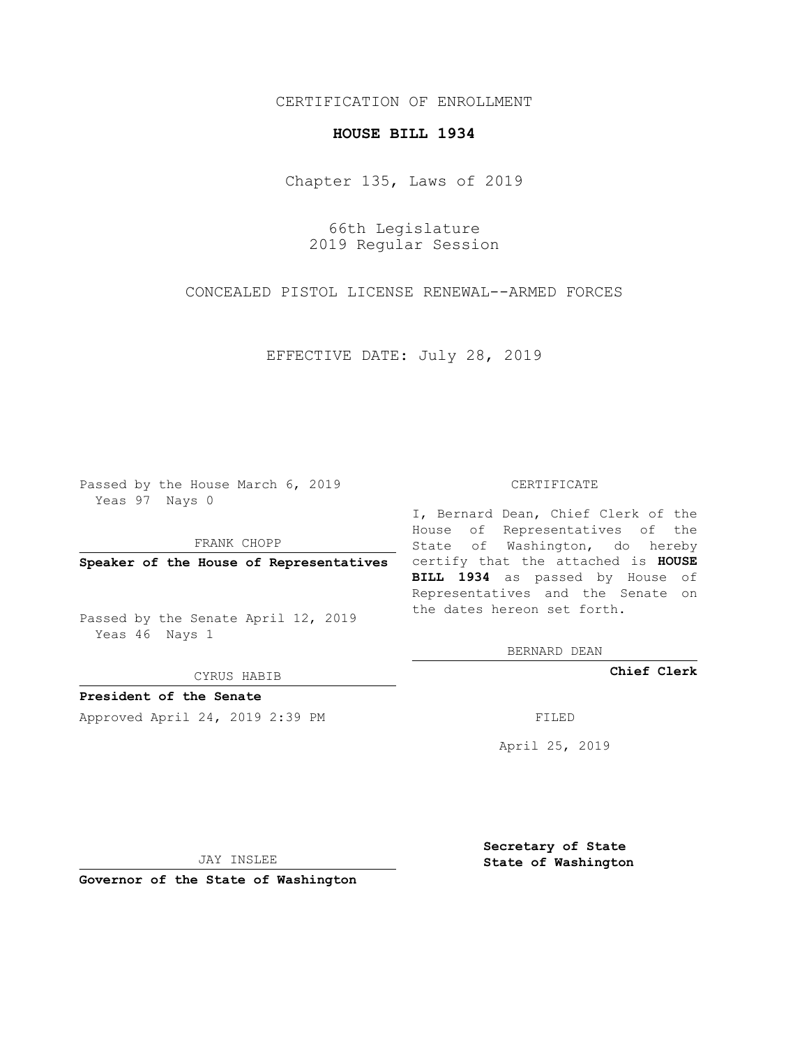CERTIFICATION OF ENROLLMENT

**HOUSE BILL 1934**

Chapter 135, Laws of 2019

66th Legislature
2019 Regular Session

CONCEALED PISTOL LICENSE RENEWAL--ARMED FORCES

EFFECTIVE DATE: July 28, 2019

Passed by the House March 6, 2019
Yeas 97 Nays 0

FRANK CHOPP

**Speaker of the House of Representatives**

Passed by the Senate April 12, 2019
Yeas 46 Nays 1

CYRUS HABIB

**President of the Senate**

Approved April 24, 2019 2:39 PM

JAY INSLEE

**Governor of the State of Washington**

CERTIFICATE

I, Bernard Dean, Chief Clerk of the House of Representatives of the State of Washington, do hereby certify that the attached is **HOUSE BILL 1934** as passed by House of Representatives and the Senate on the dates hereon set forth.

BERNARD DEAN

**Chief Clerk**

FILED

April 25, 2019

**Secretary of State**
**State of Washington**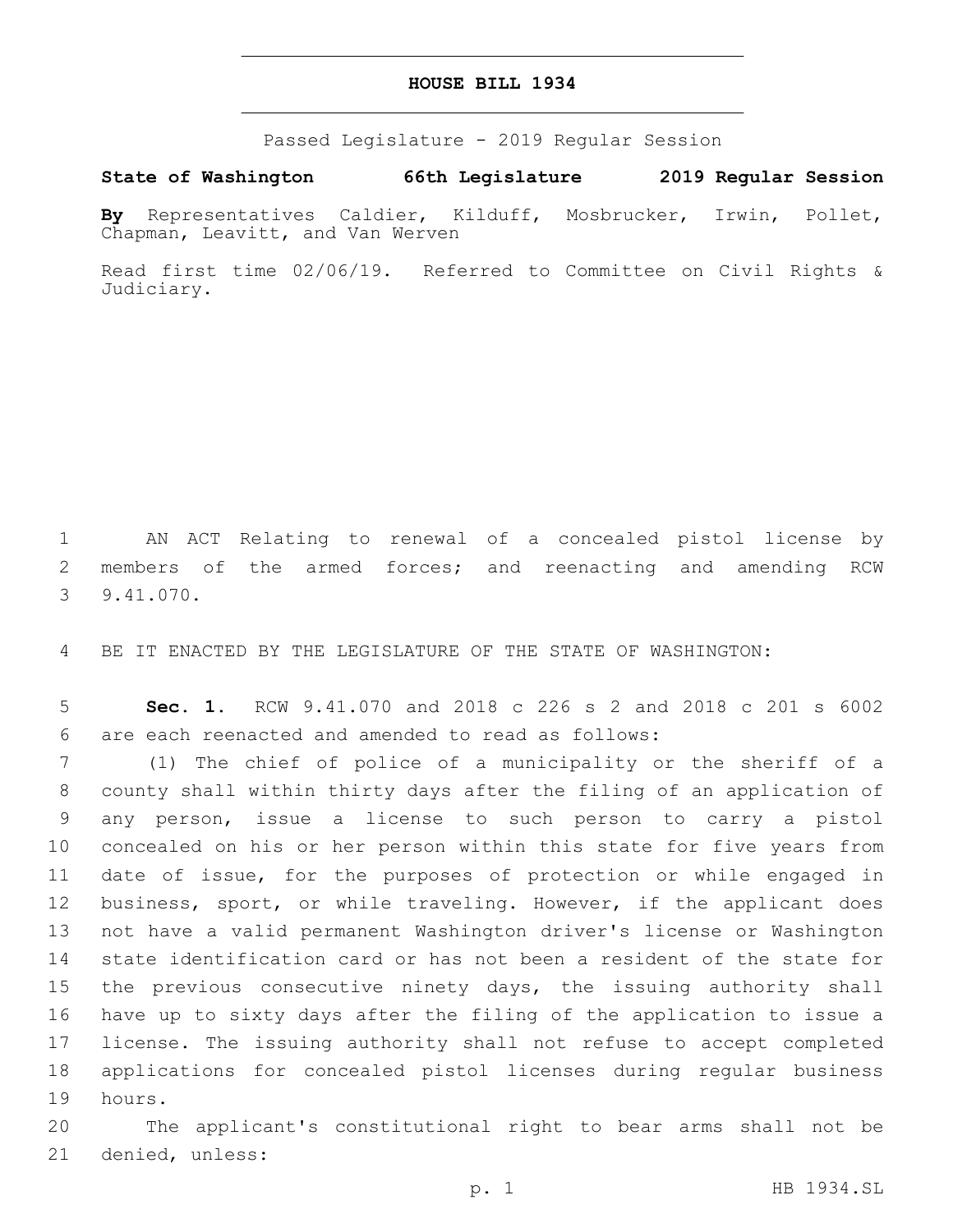# HOUSE BILL 1934

Passed Legislature - 2019 Regular Session

**State of Washington 66th Legislature 2019 Regular Session**

**By** Representatives Caldier, Kilduff, Mosbrucker, Irwin, Pollet, Chapman, Leavitt, and Van Werven

Read first time 02/06/19. Referred to Committee on Civil Rights & Judiciary.

AN ACT Relating to renewal of a concealed pistol license by members of the armed forces; and reenacting and amending RCW 9.41.070.

BE IT ENACTED BY THE LEGISLATURE OF THE STATE OF WASHINGTON:

**Sec. 1.** RCW 9.41.070 and 2018 c 226 s 2 and 2018 c 201 s 6002 are each reenacted and amended to read as follows:

(1) The chief of police of a municipality or the sheriff of a county shall within thirty days after the filing of an application of any person, issue a license to such person to carry a pistol concealed on his or her person within this state for five years from date of issue, for the purposes of protection or while engaged in business, sport, or while traveling. However, if the applicant does not have a valid permanent Washington driver's license or Washington state identification card or has not been a resident of the state for the previous consecutive ninety days, the issuing authority shall have up to sixty days after the filing of the application to issue a license. The issuing authority shall not refuse to accept completed applications for concealed pistol licenses during regular business hours.

The applicant's constitutional right to bear arms shall not be denied, unless: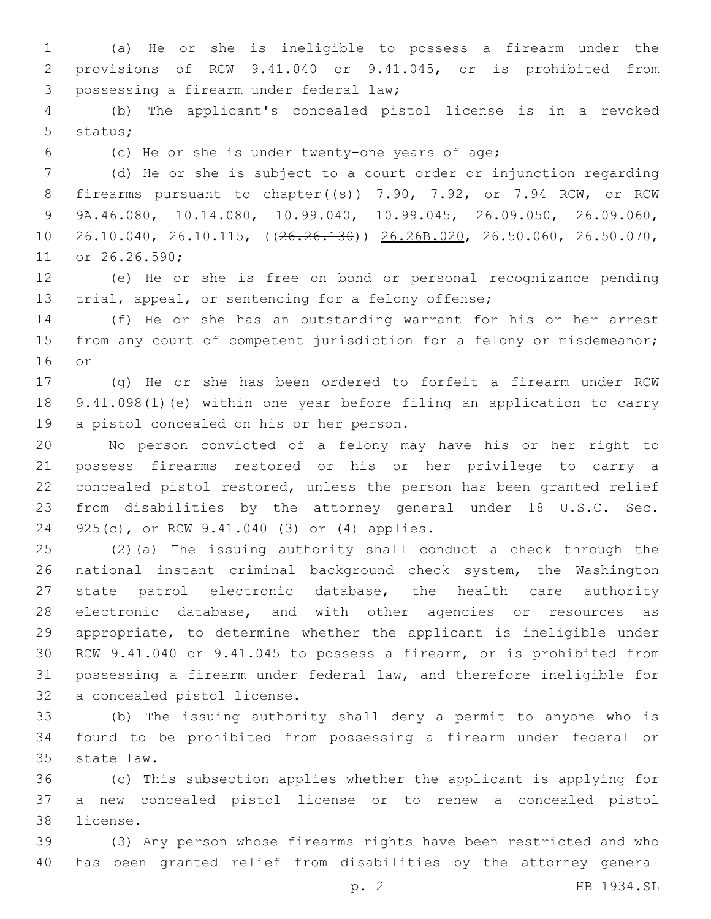(a) He or she is ineligible to possess a firearm under the provisions of RCW 9.41.040 or 9.41.045, or is prohibited from possessing a firearm under federal law;

(b) The applicant's concealed pistol license is in a revoked status;

(c) He or she is under twenty-one years of age;

(d) He or she is subject to a court order or injunction regarding firearms pursuant to chapter((~~s~~)) 7.90, 7.92, or 7.94 RCW, or RCW 9A.46.080, 10.14.080, 10.99.040, 10.99.045, 26.09.050, 26.09.060, 26.10.040, 26.10.115, ((~~26.26.130~~)) <u>26.26B.020</u>, 26.50.060, 26.50.070, or 26.26.590;

(e) He or she is free on bond or personal recognizance pending trial, appeal, or sentencing for a felony offense;

(f) He or she has an outstanding warrant for his or her arrest from any court of competent jurisdiction for a felony or misdemeanor; or

(g) He or she has been ordered to forfeit a firearm under RCW 9.41.098(1)(e) within one year before filing an application to carry a pistol concealed on his or her person.

No person convicted of a felony may have his or her right to possess firearms restored or his or her privilege to carry a concealed pistol restored, unless the person has been granted relief from disabilities by the attorney general under 18 U.S.C. Sec. 925(c), or RCW 9.41.040 (3) or (4) applies.

(2)(a) The issuing authority shall conduct a check through the national instant criminal background check system, the Washington state patrol electronic database, the health care authority electronic database, and with other agencies or resources as appropriate, to determine whether the applicant is ineligible under RCW 9.41.040 or 9.41.045 to possess a firearm, or is prohibited from possessing a firearm under federal law, and therefore ineligible for a concealed pistol license.

(b) The issuing authority shall deny a permit to anyone who is found to be prohibited from possessing a firearm under federal or state law.

(c) This subsection applies whether the applicant is applying for a new concealed pistol license or to renew a concealed pistol license.

(3) Any person whose firearms rights have been restricted and who has been granted relief from disabilities by the attorney general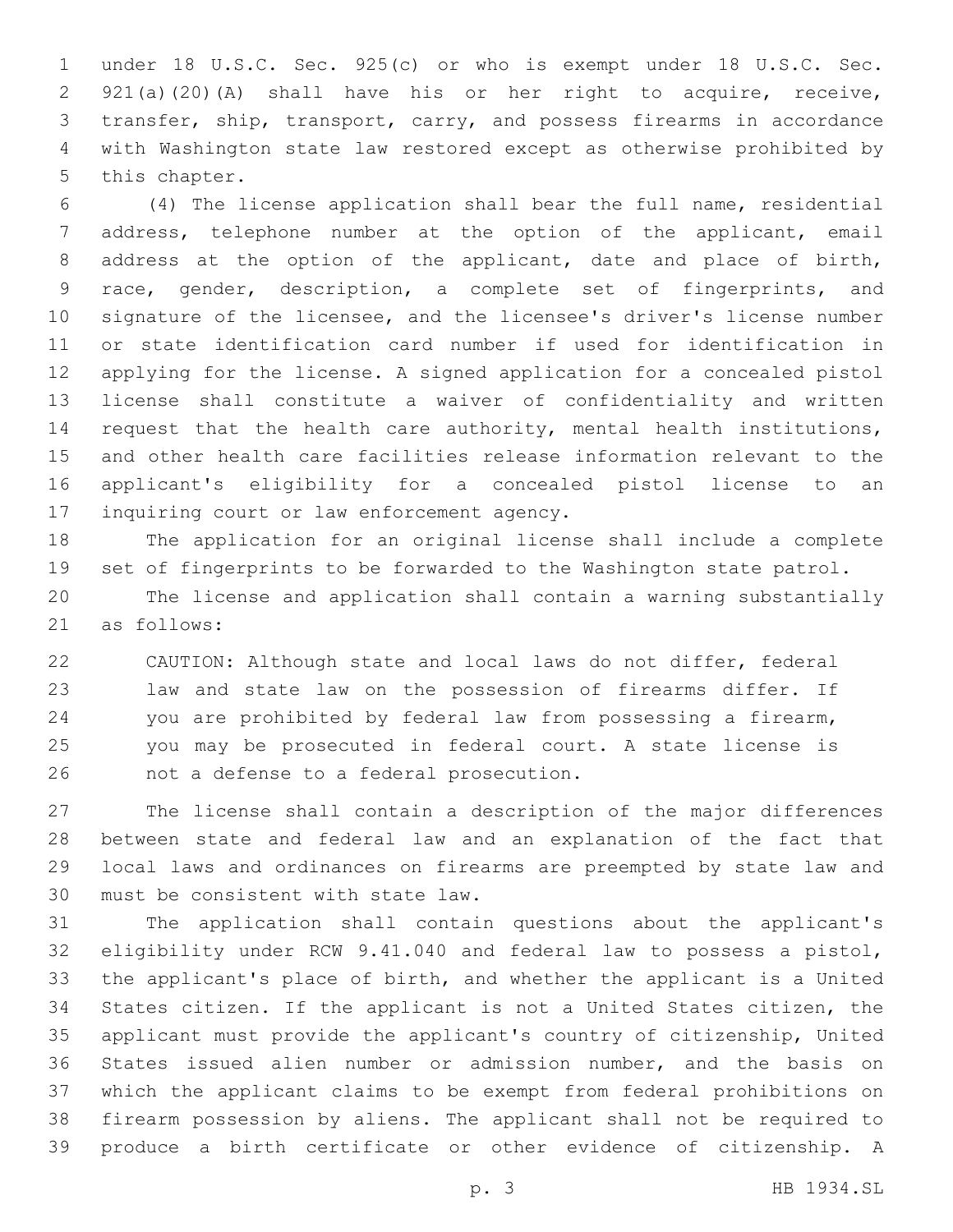under 18 U.S.C. Sec. 925(c) or who is exempt under 18 U.S.C. Sec. 921(a)(20)(A) shall have his or her right to acquire, receive, transfer, ship, transport, carry, and possess firearms in accordance with Washington state law restored except as otherwise prohibited by this chapter.

(4) The license application shall bear the full name, residential address, telephone number at the option of the applicant, email address at the option of the applicant, date and place of birth, race, gender, description, a complete set of fingerprints, and signature of the licensee, and the licensee's driver's license number or state identification card number if used for identification in applying for the license. A signed application for a concealed pistol license shall constitute a waiver of confidentiality and written request that the health care authority, mental health institutions, and other health care facilities release information relevant to the applicant's eligibility for a concealed pistol license to an inquiring court or law enforcement agency.

The application for an original license shall include a complete set of fingerprints to be forwarded to the Washington state patrol.

The license and application shall contain a warning substantially as follows:

> CAUTION: Although state and local laws do not differ, federal law and state law on the possession of firearms differ. If you are prohibited by federal law from possessing a firearm, you may be prosecuted in federal court. A state license is not a defense to a federal prosecution.

The license shall contain a description of the major differences between state and federal law and an explanation of the fact that local laws and ordinances on firearms are preempted by state law and must be consistent with state law.

The application shall contain questions about the applicant's eligibility under RCW 9.41.040 and federal law to possess a pistol, the applicant's place of birth, and whether the applicant is a United States citizen. If the applicant is not a United States citizen, the applicant must provide the applicant's country of citizenship, United States issued alien number or admission number, and the basis on which the applicant claims to be exempt from federal prohibitions on firearm possession by aliens. The applicant shall not be required to produce a birth certificate or other evidence of citizenship. A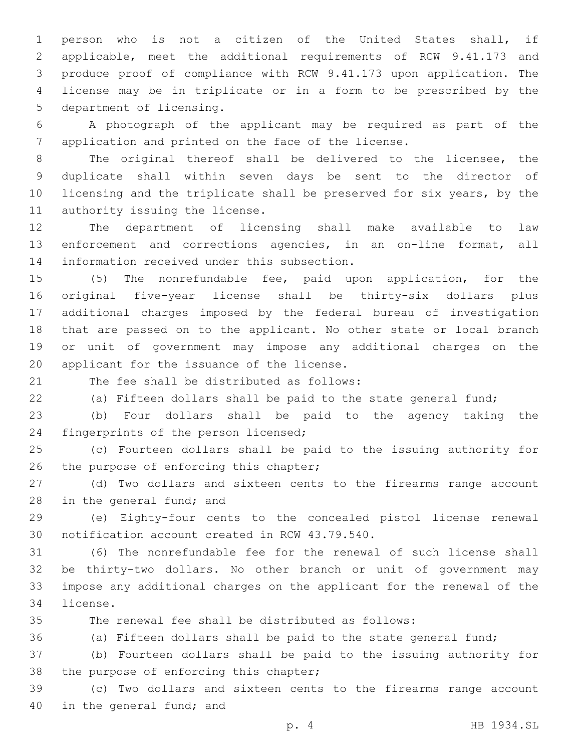person who is not a citizen of the United States shall, if applicable, meet the additional requirements of RCW 9.41.173 and produce proof of compliance with RCW 9.41.173 upon application. The license may be in triplicate or in a form to be prescribed by the department of licensing.

A photograph of the applicant may be required as part of the application and printed on the face of the license.

The original thereof shall be delivered to the licensee, the duplicate shall within seven days be sent to the director of licensing and the triplicate shall be preserved for six years, by the authority issuing the license.

The department of licensing shall make available to law enforcement and corrections agencies, in an on-line format, all information received under this subsection.

(5) The nonrefundable fee, paid upon application, for the original five-year license shall be thirty-six dollars plus additional charges imposed by the federal bureau of investigation that are passed on to the applicant. No other state or local branch or unit of government may impose any additional charges on the applicant for the issuance of the license.

The fee shall be distributed as follows:

(a) Fifteen dollars shall be paid to the state general fund;

(b) Four dollars shall be paid to the agency taking the fingerprints of the person licensed;

(c) Fourteen dollars shall be paid to the issuing authority for the purpose of enforcing this chapter;

(d) Two dollars and sixteen cents to the firearms range account in the general fund; and

(e) Eighty-four cents to the concealed pistol license renewal notification account created in RCW 43.79.540.

(6) The nonrefundable fee for the renewal of such license shall be thirty-two dollars. No other branch or unit of government may impose any additional charges on the applicant for the renewal of the license.

The renewal fee shall be distributed as follows:

(a) Fifteen dollars shall be paid to the state general fund;

(b) Fourteen dollars shall be paid to the issuing authority for the purpose of enforcing this chapter;

(c) Two dollars and sixteen cents to the firearms range account in the general fund; and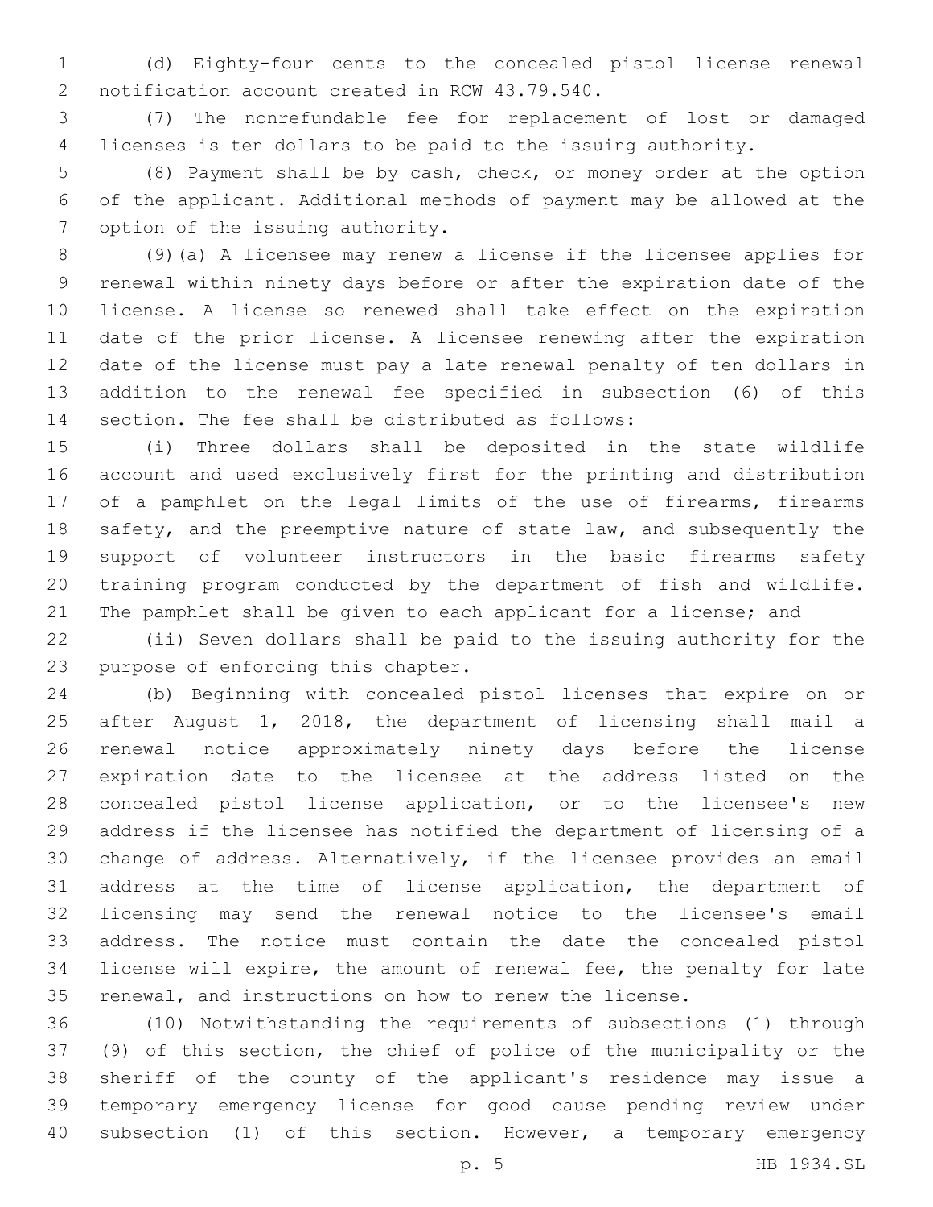(d) Eighty-four cents to the concealed pistol license renewal notification account created in RCW 43.79.540.

(7) The nonrefundable fee for replacement of lost or damaged licenses is ten dollars to be paid to the issuing authority.

(8) Payment shall be by cash, check, or money order at the option of the applicant. Additional methods of payment may be allowed at the option of the issuing authority.

(9)(a) A licensee may renew a license if the licensee applies for renewal within ninety days before or after the expiration date of the license. A license so renewed shall take effect on the expiration date of the prior license. A licensee renewing after the expiration date of the license must pay a late renewal penalty of ten dollars in addition to the renewal fee specified in subsection (6) of this section. The fee shall be distributed as follows:

(i) Three dollars shall be deposited in the state wildlife account and used exclusively first for the printing and distribution of a pamphlet on the legal limits of the use of firearms, firearms safety, and the preemptive nature of state law, and subsequently the support of volunteer instructors in the basic firearms safety training program conducted by the department of fish and wildlife. The pamphlet shall be given to each applicant for a license; and

(ii) Seven dollars shall be paid to the issuing authority for the purpose of enforcing this chapter.

(b) Beginning with concealed pistol licenses that expire on or after August 1, 2018, the department of licensing shall mail a renewal notice approximately ninety days before the license expiration date to the licensee at the address listed on the concealed pistol license application, or to the licensee's new address if the licensee has notified the department of licensing of a change of address. Alternatively, if the licensee provides an email address at the time of license application, the department of licensing may send the renewal notice to the licensee's email address. The notice must contain the date the concealed pistol license will expire, the amount of renewal fee, the penalty for late renewal, and instructions on how to renew the license.

(10) Notwithstanding the requirements of subsections (1) through (9) of this section, the chief of police of the municipality or the sheriff of the county of the applicant's residence may issue a temporary emergency license for good cause pending review under subsection (1) of this section. However, a temporary emergency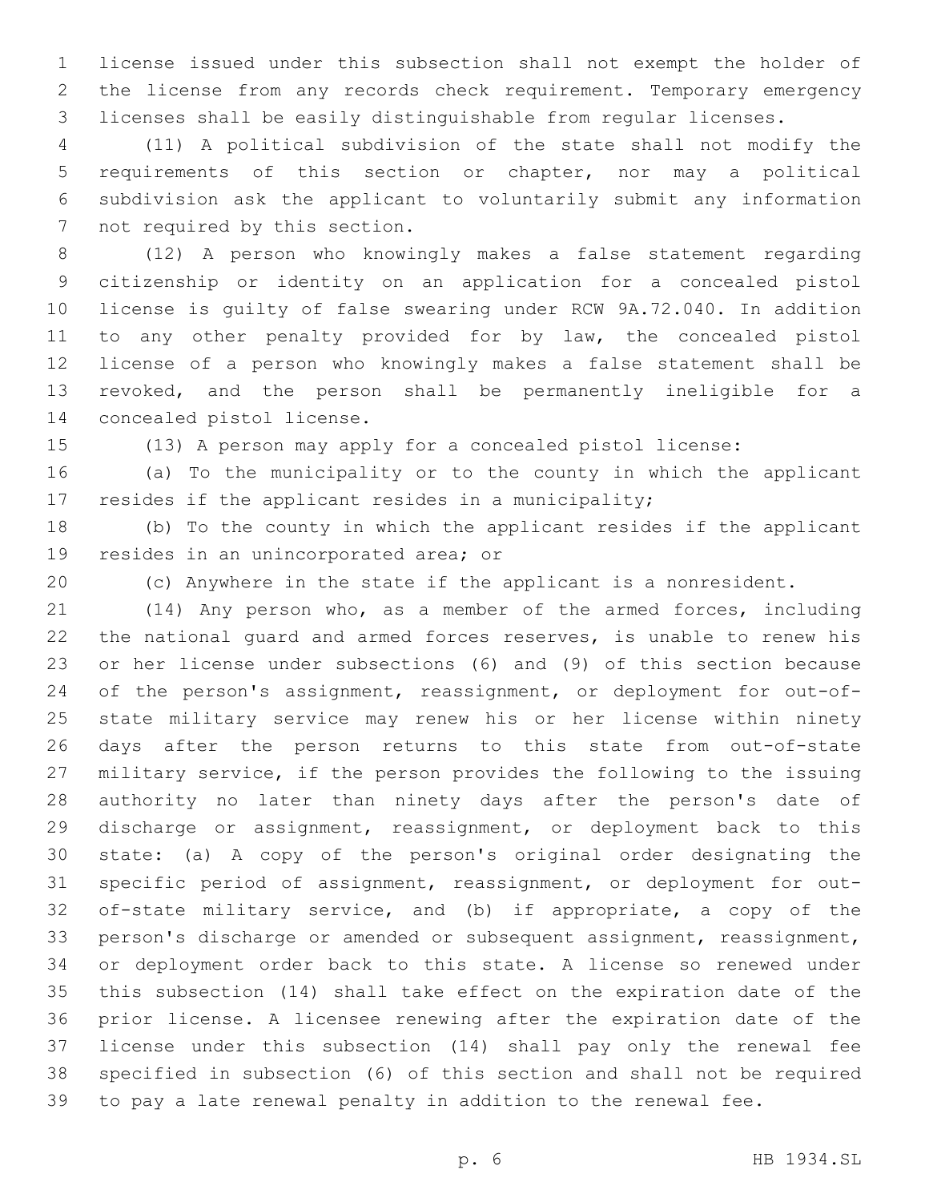license issued under this subsection shall not exempt the holder of the license from any records check requirement. Temporary emergency licenses shall be easily distinguishable from regular licenses.

(11) A political subdivision of the state shall not modify the requirements of this section or chapter, nor may a political subdivision ask the applicant to voluntarily submit any information not required by this section.

(12) A person who knowingly makes a false statement regarding citizenship or identity on an application for a concealed pistol license is guilty of false swearing under RCW 9A.72.040. In addition to any other penalty provided for by law, the concealed pistol license of a person who knowingly makes a false statement shall be revoked, and the person shall be permanently ineligible for a concealed pistol license.

(13) A person may apply for a concealed pistol license:

(a) To the municipality or to the county in which the applicant resides if the applicant resides in a municipality;

(b) To the county in which the applicant resides if the applicant resides in an unincorporated area; or

(c) Anywhere in the state if the applicant is a nonresident.

(14) Any person who, as a member of the armed forces, including the national guard and armed forces reserves, is unable to renew his or her license under subsections (6) and (9) of this section because of the person's assignment, reassignment, or deployment for out-of-state military service may renew his or her license within ninety days after the person returns to this state from out-of-state military service, if the person provides the following to the issuing authority no later than ninety days after the person's date of discharge or assignment, reassignment, or deployment back to this state: (a) A copy of the person's original order designating the specific period of assignment, reassignment, or deployment for out-of-state military service, and (b) if appropriate, a copy of the person's discharge or amended or subsequent assignment, reassignment, or deployment order back to this state. A license so renewed under this subsection (14) shall take effect on the expiration date of the prior license. A licensee renewing after the expiration date of the license under this subsection (14) shall pay only the renewal fee specified in subsection (6) of this section and shall not be required to pay a late renewal penalty in addition to the renewal fee.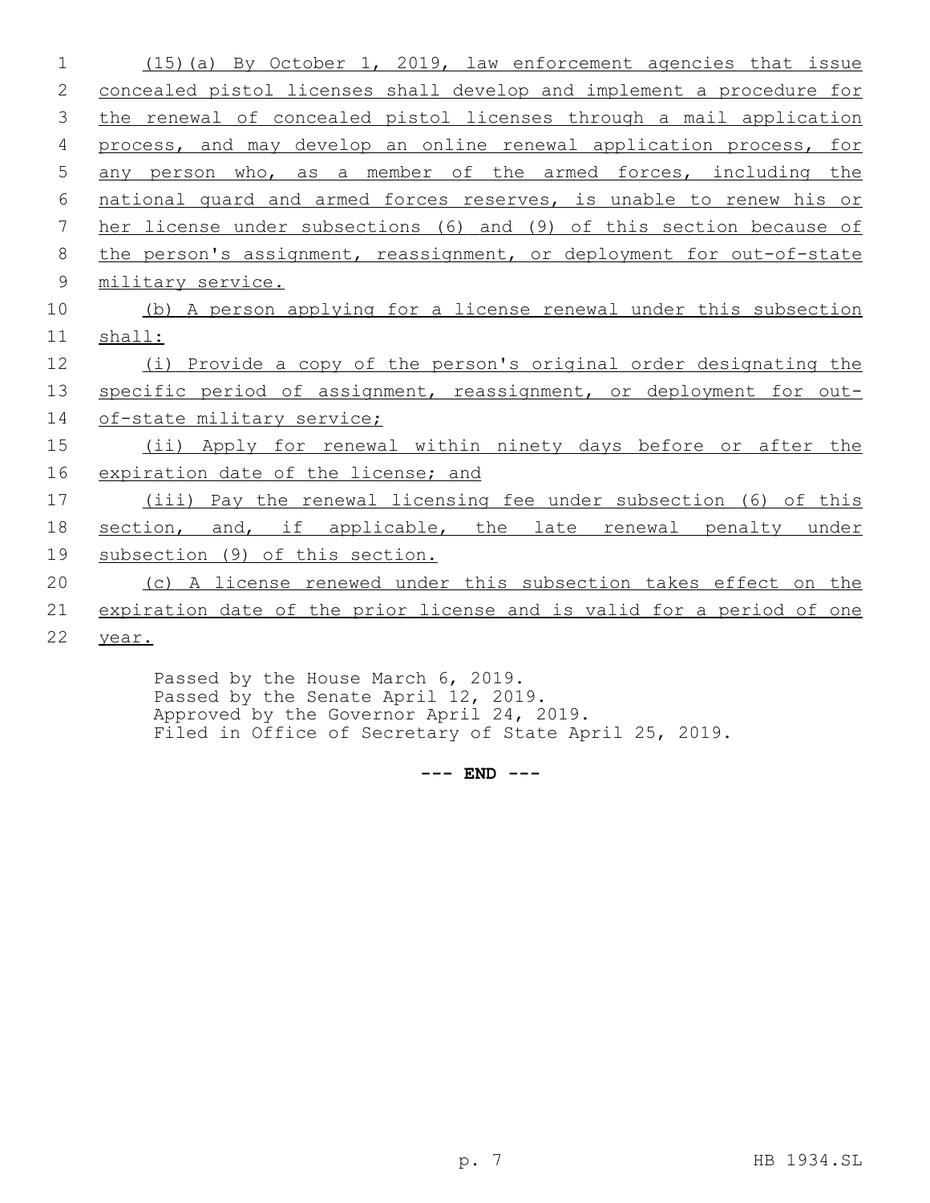(15)(a) By October 1, 2019, law enforcement agencies that issue concealed pistol licenses shall develop and implement a procedure for the renewal of concealed pistol licenses through a mail application process, and may develop an online renewal application process, for any person who, as a member of the armed forces, including the national guard and armed forces reserves, is unable to renew his or her license under subsections (6) and (9) of this section because of the person's assignment, reassignment, or deployment for out-of-state military service.

(b) A person applying for a license renewal under this subsection shall:

(i) Provide a copy of the person's original order designating the specific period of assignment, reassignment, or deployment for out-of-state military service;

(ii) Apply for renewal within ninety days before or after the expiration date of the license; and

(iii) Pay the renewal licensing fee under subsection (6) of this section, and, if applicable, the late renewal penalty under subsection (9) of this section.

(c) A license renewed under this subsection takes effect on the expiration date of the prior license and is valid for a period of one year.

Passed by the House March 6, 2019.
Passed by the Senate April 12, 2019.
Approved by the Governor April 24, 2019.
Filed in Office of Secretary of State April 25, 2019.

**--- END ---**